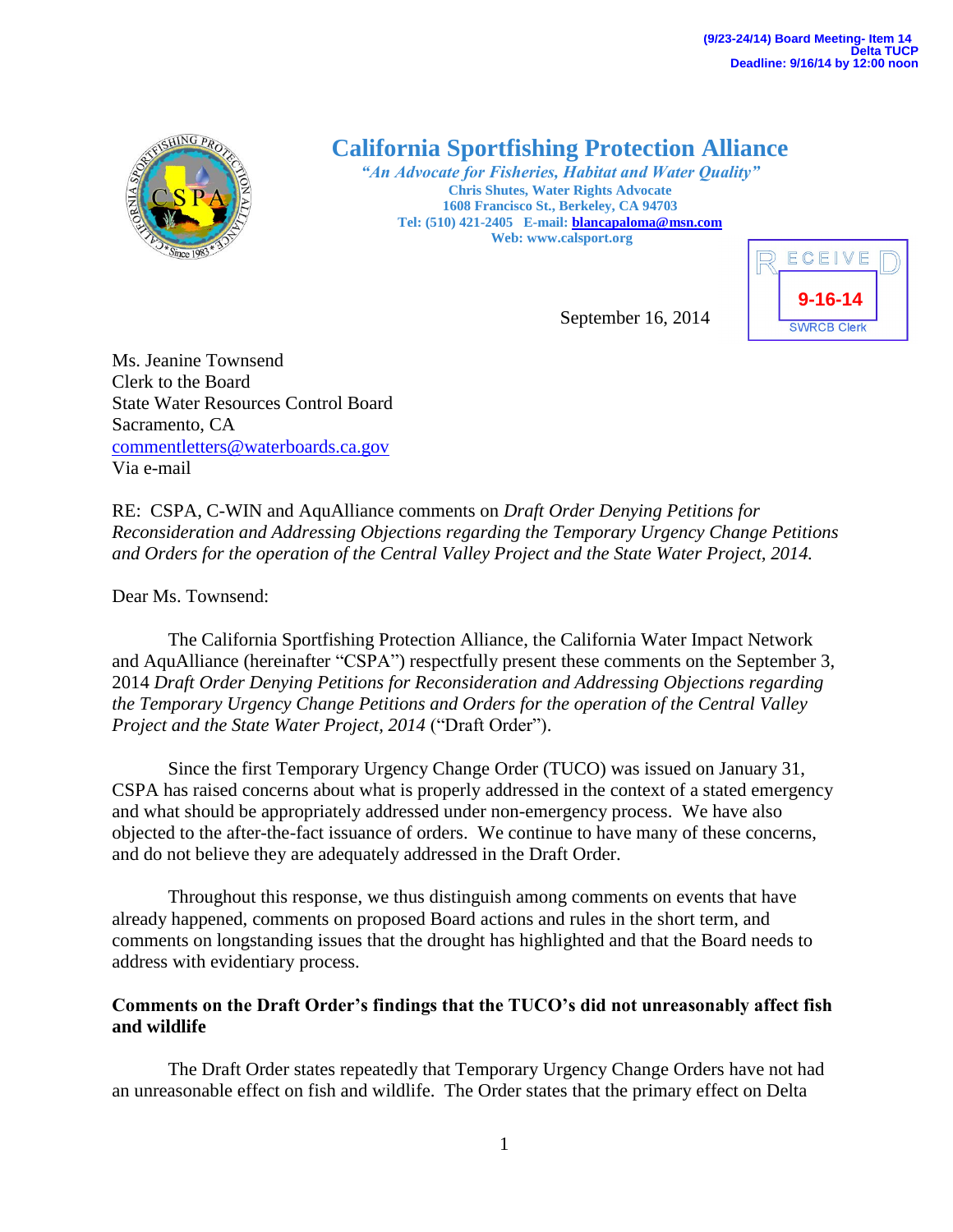(9/23-24/14) Board Meeting- Item 14
Delta TUCP
Deadline: 9/16/14 by 12:00 noon

# California Sportfishing Protection Alliance

*"An Advocate for Fisheries, Habitat and Water Quality"*
**Chris Shutes, Water Rights Advocate**
**1608 Francisco St., Berkeley, CA 94703**
**Tel: (510) 421-2405 E-mail: blancapaloma@msn.com**
**Web: www.calsport.org**

RECEIVED
9-16-14
SWRCB Clerk

September 16, 2014

Ms. Jeanine Townsend
Clerk to the Board
State Water Resources Control Board
Sacramento, CA
commentletters@waterboards.ca.gov
Via e-mail

RE: CSPA, C-WIN and AquAlliance comments on *Draft Order Denying Petitions for Reconsideration and Addressing Objections regarding the Temporary Urgency Change Petitions and Orders for the operation of the Central Valley Project and the State Water Project, 2014.*

Dear Ms. Townsend:

The California Sportfishing Protection Alliance, the California Water Impact Network and AquAlliance (hereinafter "CSPA") respectfully present these comments on the September 3, 2014 *Draft Order Denying Petitions for Reconsideration and Addressing Objections regarding the Temporary Urgency Change Petitions and Orders for the operation of the Central Valley Project and the State Water Project, 2014* ("Draft Order").

Since the first Temporary Urgency Change Order (TUCO) was issued on January 31, CSPA has raised concerns about what is properly addressed in the context of a stated emergency and what should be appropriately addressed under non-emergency process. We have also objected to the after-the-fact issuance of orders. We continue to have many of these concerns, and do not believe they are adequately addressed in the Draft Order.

Throughout this response, we thus distinguish among comments on events that have already happened, comments on proposed Board actions and rules in the short term, and comments on longstanding issues that the drought has highlighted and that the Board needs to address with evidentiary process.

**Comments on the Draft Order's findings that the TUCO's did not unreasonably affect fish and wildlife**

The Draft Order states repeatedly that Temporary Urgency Change Orders have not had an unreasonable effect on fish and wildlife. The Order states that the primary effect on Delta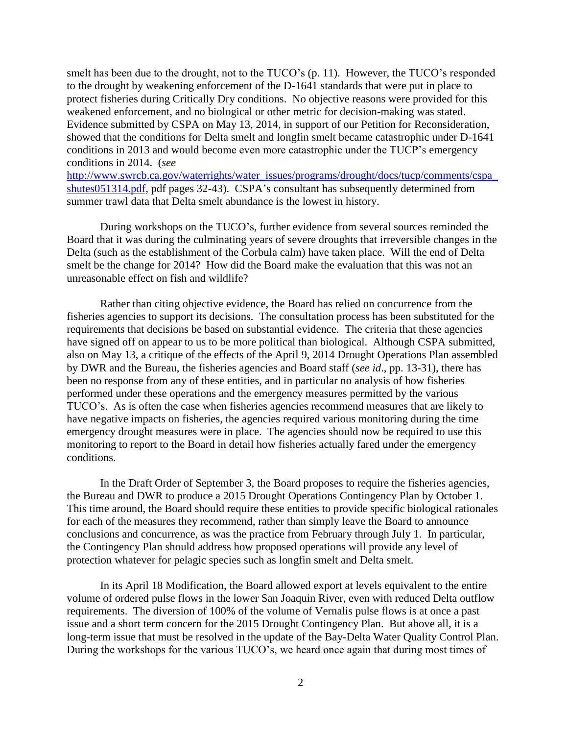smelt has been due to the drought, not to the TUCO's (p. 11). However, the TUCO's responded to the drought by weakening enforcement of the D-1641 standards that were put in place to protect fisheries during Critically Dry conditions. No objective reasons were provided for this weakened enforcement, and no biological or other metric for decision-making was stated. Evidence submitted by CSPA on May 13, 2014, in support of our Petition for Reconsideration, showed that the conditions for Delta smelt and longfin smelt became catastrophic under D-1641 conditions in 2013 and would become even more catastrophic under the TUCP's emergency conditions in 2014. (*see* [http://www.swrcb.ca.gov/waterrights/water_issues/programs/drought/docs/tucp/comments/cspa_shutes051314.pdf](http://www.swrcb.ca.gov/waterrights/water_issues/programs/drought/docs/tucp/comments/cspa_shutes051314.pdf), pdf pages 32-43). CSPA's consultant has subsequently determined from summer trawl data that Delta smelt abundance is the lowest in history.

During workshops on the TUCO's, further evidence from several sources reminded the Board that it was during the culminating years of severe droughts that irreversible changes in the Delta (such as the establishment of the Corbula calm) have taken place. Will the end of Delta smelt be the change for 2014? How did the Board make the evaluation that this was not an unreasonable effect on fish and wildlife?

Rather than citing objective evidence, the Board has relied on concurrence from the fisheries agencies to support its decisions. The consultation process has been substituted for the requirements that decisions be based on substantial evidence. The criteria that these agencies have signed off on appear to us to be more political than biological. Although CSPA submitted, also on May 13, a critique of the effects of the April 9, 2014 Drought Operations Plan assembled by DWR and the Bureau, the fisheries agencies and Board staff (*see id*., pp. 13-31), there has been no response from any of these entities, and in particular no analysis of how fisheries performed under these operations and the emergency measures permitted by the various TUCO's. As is often the case when fisheries agencies recommend measures that are likely to have negative impacts on fisheries, the agencies required various monitoring during the time emergency drought measures were in place. The agencies should now be required to use this monitoring to report to the Board in detail how fisheries actually fared under the emergency conditions.

In the Draft Order of September 3, the Board proposes to require the fisheries agencies, the Bureau and DWR to produce a 2015 Drought Operations Contingency Plan by October 1. This time around, the Board should require these entities to provide specific biological rationales for each of the measures they recommend, rather than simply leave the Board to announce conclusions and concurrence, as was the practice from February through July 1. In particular, the Contingency Plan should address how proposed operations will provide any level of protection whatever for pelagic species such as longfin smelt and Delta smelt.

In its April 18 Modification, the Board allowed export at levels equivalent to the entire volume of ordered pulse flows in the lower San Joaquin River, even with reduced Delta outflow requirements. The diversion of 100% of the volume of Vernalis pulse flows is at once a past issue and a short term concern for the 2015 Drought Contingency Plan. But above all, it is a long-term issue that must be resolved in the update of the Bay-Delta Water Quality Control Plan. During the workshops for the various TUCO's, we heard once again that during most times of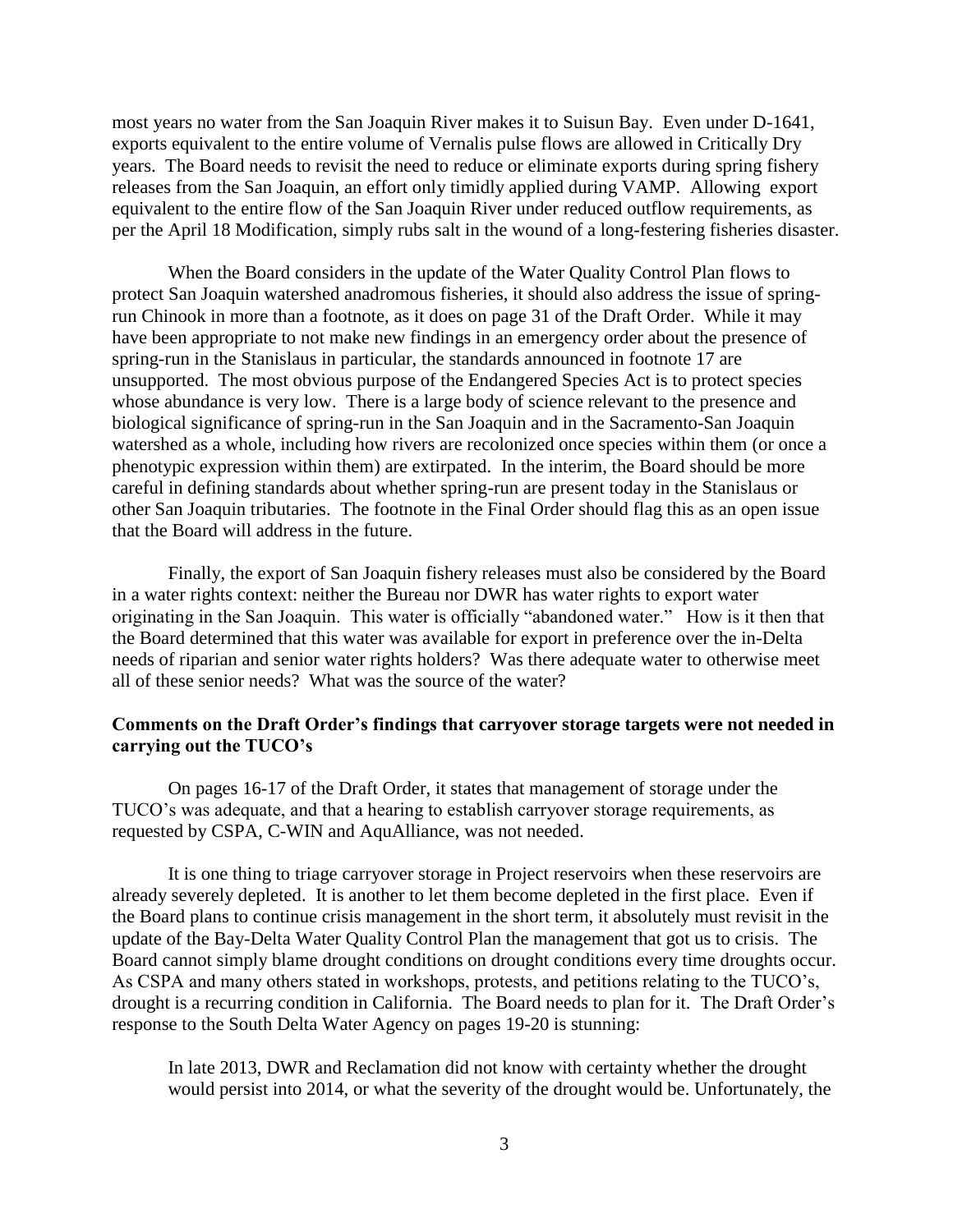most years no water from the San Joaquin River makes it to Suisun Bay. Even under D-1641, exports equivalent to the entire volume of Vernalis pulse flows are allowed in Critically Dry years. The Board needs to revisit the need to reduce or eliminate exports during spring fishery releases from the San Joaquin, an effort only timidly applied during VAMP. Allowing export equivalent to the entire flow of the San Joaquin River under reduced outflow requirements, as per the April 18 Modification, simply rubs salt in the wound of a long-festering fisheries disaster.

When the Board considers in the update of the Water Quality Control Plan flows to protect San Joaquin watershed anadromous fisheries, it should also address the issue of spring-run Chinook in more than a footnote, as it does on page 31 of the Draft Order. While it may have been appropriate to not make new findings in an emergency order about the presence of spring-run in the Stanislaus in particular, the standards announced in footnote 17 are unsupported. The most obvious purpose of the Endangered Species Act is to protect species whose abundance is very low. There is a large body of science relevant to the presence and biological significance of spring-run in the San Joaquin and in the Sacramento-San Joaquin watershed as a whole, including how rivers are recolonized once species within them (or once a phenotypic expression within them) are extirpated. In the interim, the Board should be more careful in defining standards about whether spring-run are present today in the Stanislaus or other San Joaquin tributaries. The footnote in the Final Order should flag this as an open issue that the Board will address in the future.

Finally, the export of San Joaquin fishery releases must also be considered by the Board in a water rights context: neither the Bureau nor DWR has water rights to export water originating in the San Joaquin. This water is officially "abandoned water." How is it then that the Board determined that this water was available for export in preference over the in-Delta needs of riparian and senior water rights holders? Was there adequate water to otherwise meet all of these senior needs? What was the source of the water?

**Comments on the Draft Order's findings that carryover storage targets were not needed in carrying out the TUCO's**

On pages 16-17 of the Draft Order, it states that management of storage under the TUCO's was adequate, and that a hearing to establish carryover storage requirements, as requested by CSPA, C-WIN and AquAlliance, was not needed.

It is one thing to triage carryover storage in Project reservoirs when these reservoirs are already severely depleted. It is another to let them become depleted in the first place. Even if the Board plans to continue crisis management in the short term, it absolutely must revisit in the update of the Bay-Delta Water Quality Control Plan the management that got us to crisis. The Board cannot simply blame drought conditions on drought conditions every time droughts occur. As CSPA and many others stated in workshops, protests, and petitions relating to the TUCO's, drought is a recurring condition in California. The Board needs to plan for it. The Draft Order's response to the South Delta Water Agency on pages 19-20 is stunning:

> In late 2013, DWR and Reclamation did not know with certainty whether the drought would persist into 2014, or what the severity of the drought would be. Unfortunately, the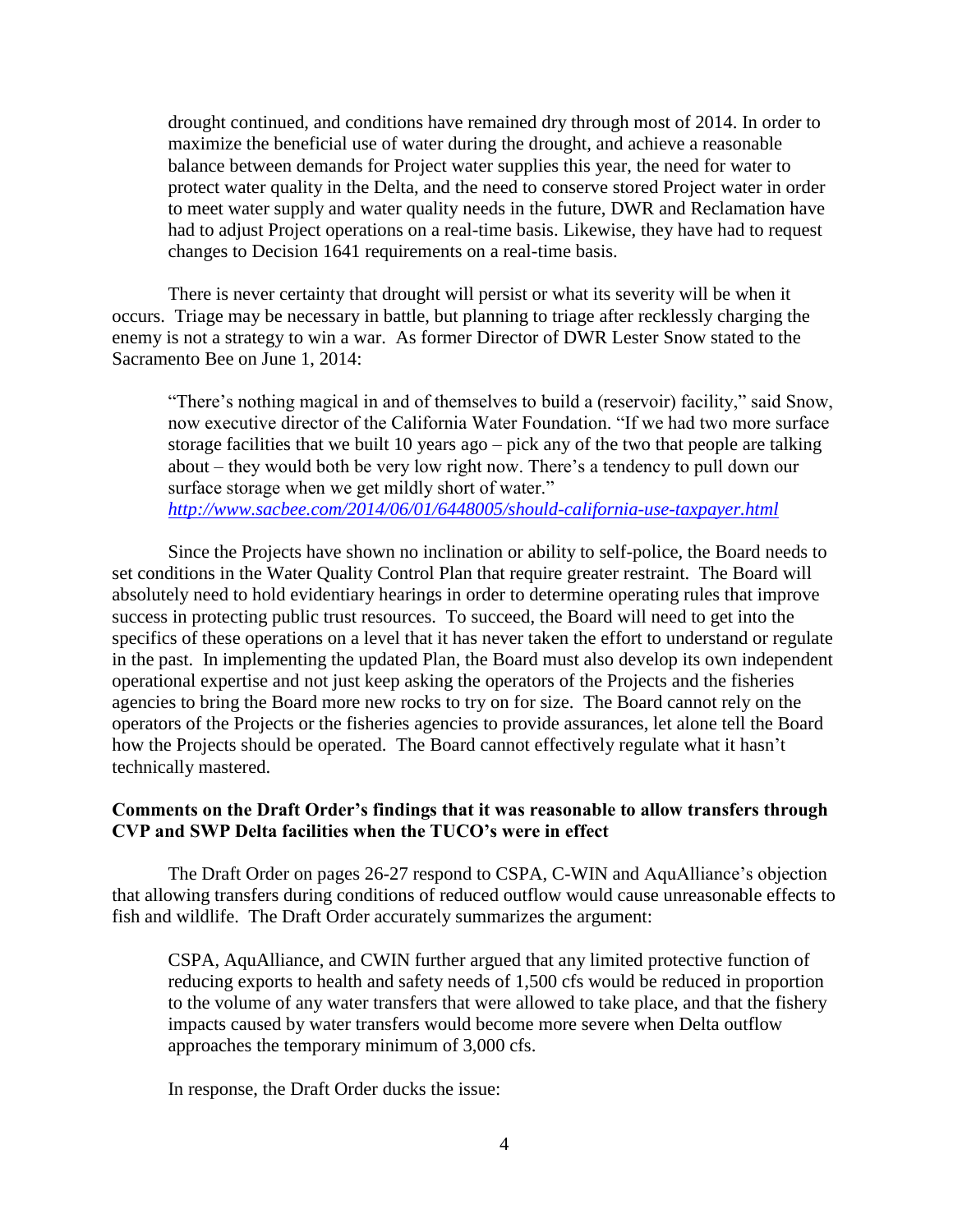> drought continued, and conditions have remained dry through most of 2014. In order to maximize the beneficial use of water during the drought, and achieve a reasonable balance between demands for Project water supplies this year, the need for water to protect water quality in the Delta, and the need to conserve stored Project water in order to meet water supply and water quality needs in the future, DWR and Reclamation have had to adjust Project operations on a real-time basis. Likewise, they have had to request changes to Decision 1641 requirements on a real-time basis.

There is never certainty that drought will persist or what its severity will be when it occurs. Triage may be necessary in battle, but planning to triage after recklessly charging the enemy is not a strategy to win a war. As former Director of DWR Lester Snow stated to the Sacramento Bee on June 1, 2014:

> "There's nothing magical in and of themselves to build a (reservoir) facility," said Snow, now executive director of the California Water Foundation. "If we had two more surface storage facilities that we built 10 years ago – pick any of the two that people are talking about – they would both be very low right now. There's a tendency to pull down our surface storage when we get mildly short of water."
> *http://www.sacbee.com/2014/06/01/6448005/should-california-use-taxpayer.html*

Since the Projects have shown no inclination or ability to self-police, the Board needs to set conditions in the Water Quality Control Plan that require greater restraint. The Board will absolutely need to hold evidentiary hearings in order to determine operating rules that improve success in protecting public trust resources. To succeed, the Board will need to get into the specifics of these operations on a level that it has never taken the effort to understand or regulate in the past. In implementing the updated Plan, the Board must also develop its own independent operational expertise and not just keep asking the operators of the Projects and the fisheries agencies to bring the Board more new rocks to try on for size. The Board cannot rely on the operators of the Projects or the fisheries agencies to provide assurances, let alone tell the Board how the Projects should be operated. The Board cannot effectively regulate what it hasn't technically mastered.

**Comments on the Draft Order's findings that it was reasonable to allow transfers through CVP and SWP Delta facilities when the TUCO's were in effect**

The Draft Order on pages 26-27 respond to CSPA, C-WIN and AquAlliance's objection that allowing transfers during conditions of reduced outflow would cause unreasonable effects to fish and wildlife. The Draft Order accurately summarizes the argument:

> CSPA, AquAlliance, and CWIN further argued that any limited protective function of reducing exports to health and safety needs of 1,500 cfs would be reduced in proportion to the volume of any water transfers that were allowed to take place, and that the fishery impacts caused by water transfers would become more severe when Delta outflow approaches the temporary minimum of 3,000 cfs.

In response, the Draft Order ducks the issue: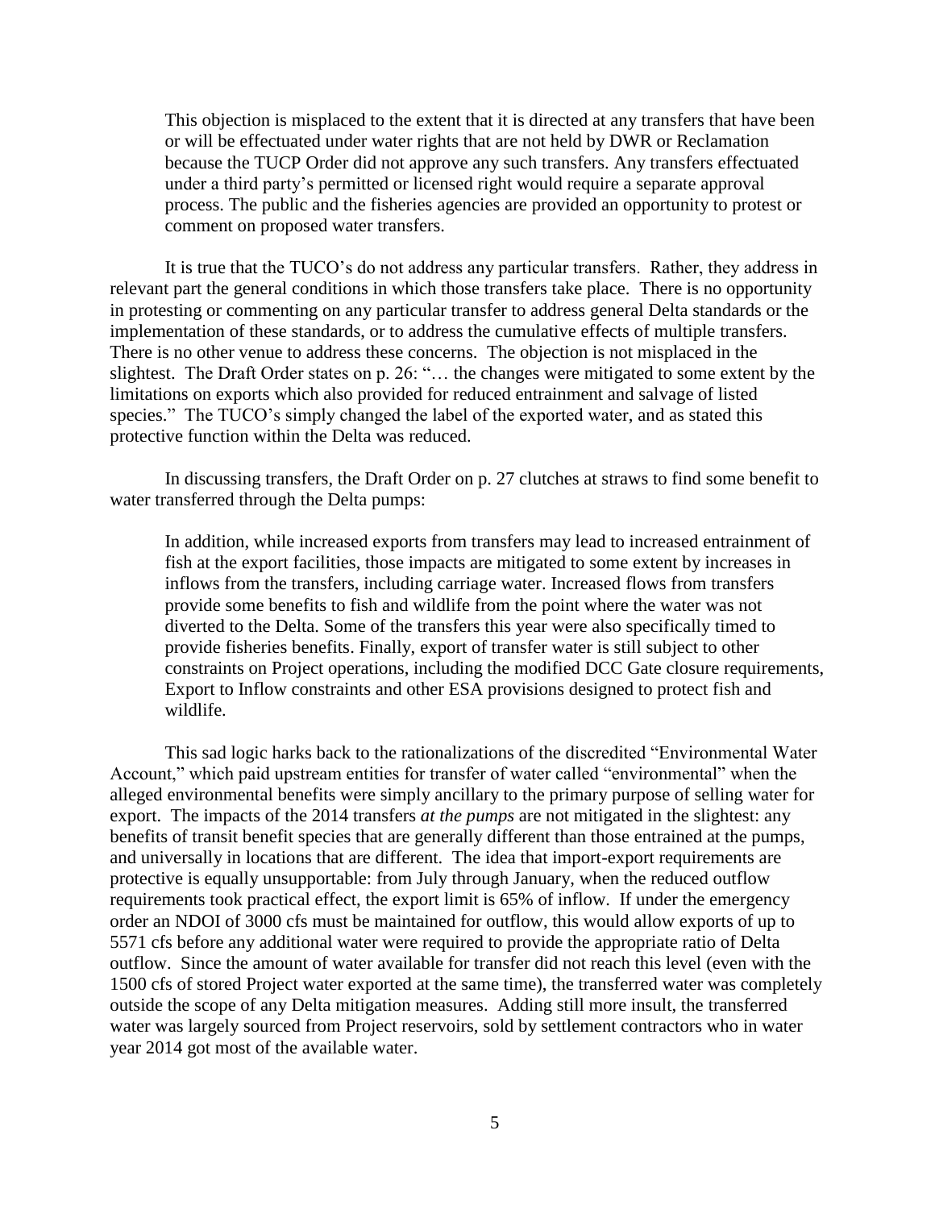> This objection is misplaced to the extent that it is directed at any transfers that have been or will be effectuated under water rights that are not held by DWR or Reclamation because the TUCP Order did not approve any such transfers. Any transfers effectuated under a third party's permitted or licensed right would require a separate approval process. The public and the fisheries agencies are provided an opportunity to protest or comment on proposed water transfers.

It is true that the TUCO's do not address any particular transfers. Rather, they address in relevant part the general conditions in which those transfers take place. There is no opportunity in protesting or commenting on any particular transfer to address general Delta standards or the implementation of these standards, or to address the cumulative effects of multiple transfers. There is no other venue to address these concerns. The objection is not misplaced in the slightest. The Draft Order states on p. 26: "… the changes were mitigated to some extent by the limitations on exports which also provided for reduced entrainment and salvage of listed species." The TUCO's simply changed the label of the exported water, and as stated this protective function within the Delta was reduced.

In discussing transfers, the Draft Order on p. 27 clutches at straws to find some benefit to water transferred through the Delta pumps:

> In addition, while increased exports from transfers may lead to increased entrainment of fish at the export facilities, those impacts are mitigated to some extent by increases in inflows from the transfers, including carriage water. Increased flows from transfers provide some benefits to fish and wildlife from the point where the water was not diverted to the Delta. Some of the transfers this year were also specifically timed to provide fisheries benefits. Finally, export of transfer water is still subject to other constraints on Project operations, including the modified DCC Gate closure requirements, Export to Inflow constraints and other ESA provisions designed to protect fish and wildlife.

This sad logic harks back to the rationalizations of the discredited "Environmental Water Account," which paid upstream entities for transfer of water called "environmental" when the alleged environmental benefits were simply ancillary to the primary purpose of selling water for export. The impacts of the 2014 transfers *at the pumps* are not mitigated in the slightest: any benefits of transit benefit species that are generally different than those entrained at the pumps, and universally in locations that are different. The idea that import-export requirements are protective is equally unsupportable: from July through January, when the reduced outflow requirements took practical effect, the export limit is 65% of inflow. If under the emergency order an NDOI of 3000 cfs must be maintained for outflow, this would allow exports of up to 5571 cfs before any additional water were required to provide the appropriate ratio of Delta outflow. Since the amount of water available for transfer did not reach this level (even with the 1500 cfs of stored Project water exported at the same time), the transferred water was completely outside the scope of any Delta mitigation measures. Adding still more insult, the transferred water was largely sourced from Project reservoirs, sold by settlement contractors who in water year 2014 got most of the available water.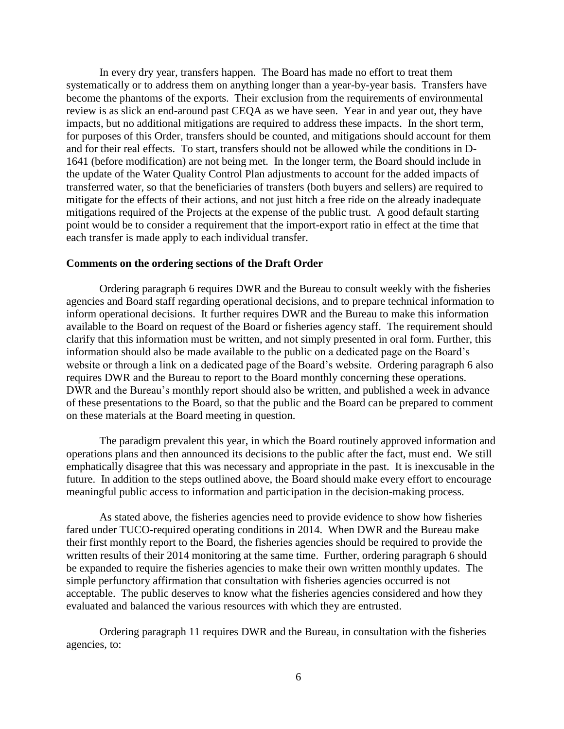In every dry year, transfers happen. The Board has made no effort to treat them systematically or to address them on anything longer than a year-by-year basis. Transfers have become the phantoms of the exports. Their exclusion from the requirements of environmental review is as slick an end-around past CEQA as we have seen. Year in and year out, they have impacts, but no additional mitigations are required to address these impacts. In the short term, for purposes of this Order, transfers should be counted, and mitigations should account for them and for their real effects. To start, transfers should not be allowed while the conditions in D-1641 (before modification) are not being met. In the longer term, the Board should include in the update of the Water Quality Control Plan adjustments to account for the added impacts of transferred water, so that the beneficiaries of transfers (both buyers and sellers) are required to mitigate for the effects of their actions, and not just hitch a free ride on the already inadequate mitigations required of the Projects at the expense of the public trust. A good default starting point would be to consider a requirement that the import-export ratio in effect at the time that each transfer is made apply to each individual transfer.

**Comments on the ordering sections of the Draft Order**

Ordering paragraph 6 requires DWR and the Bureau to consult weekly with the fisheries agencies and Board staff regarding operational decisions, and to prepare technical information to inform operational decisions. It further requires DWR and the Bureau to make this information available to the Board on request of the Board or fisheries agency staff. The requirement should clarify that this information must be written, and not simply presented in oral form. Further, this information should also be made available to the public on a dedicated page on the Board's website or through a link on a dedicated page of the Board's website. Ordering paragraph 6 also requires DWR and the Bureau to report to the Board monthly concerning these operations. DWR and the Bureau's monthly report should also be written, and published a week in advance of these presentations to the Board, so that the public and the Board can be prepared to comment on these materials at the Board meeting in question.

The paradigm prevalent this year, in which the Board routinely approved information and operations plans and then announced its decisions to the public after the fact, must end. We still emphatically disagree that this was necessary and appropriate in the past. It is inexcusable in the future. In addition to the steps outlined above, the Board should make every effort to encourage meaningful public access to information and participation in the decision-making process.

As stated above, the fisheries agencies need to provide evidence to show how fisheries fared under TUCO-required operating conditions in 2014. When DWR and the Bureau make their first monthly report to the Board, the fisheries agencies should be required to provide the written results of their 2014 monitoring at the same time. Further, ordering paragraph 6 should be expanded to require the fisheries agencies to make their own written monthly updates. The simple perfunctory affirmation that consultation with fisheries agencies occurred is not acceptable. The public deserves to know what the fisheries agencies considered and how they evaluated and balanced the various resources with which they are entrusted.

Ordering paragraph 11 requires DWR and the Bureau, in consultation with the fisheries agencies, to: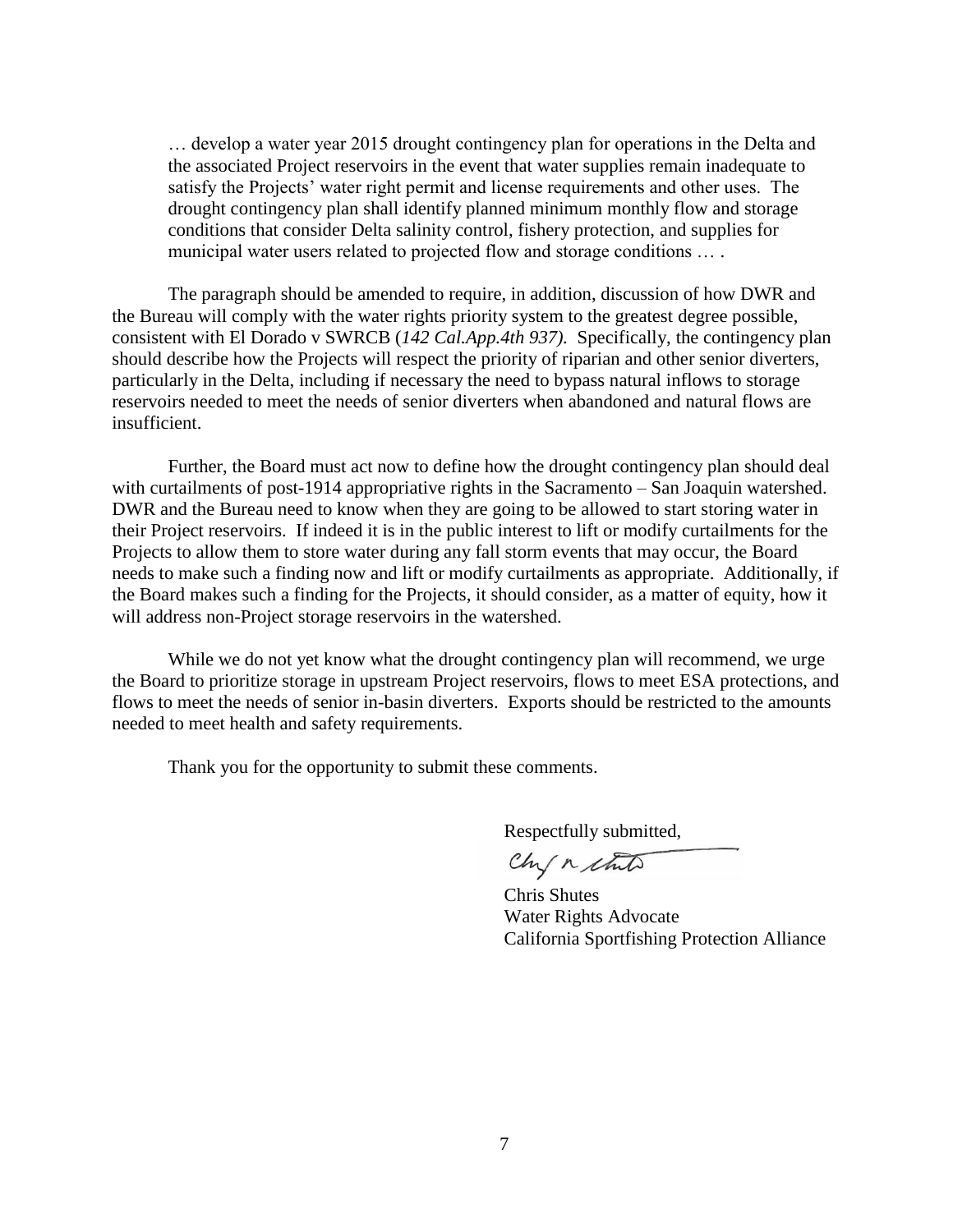> … develop a water year 2015 drought contingency plan for operations in the Delta and the associated Project reservoirs in the event that water supplies remain inadequate to satisfy the Projects' water right permit and license requirements and other uses. The drought contingency plan shall identify planned minimum monthly flow and storage conditions that consider Delta salinity control, fishery protection, and supplies for municipal water users related to projected flow and storage conditions … .

The paragraph should be amended to require, in addition, discussion of how DWR and the Bureau will comply with the water rights priority system to the greatest degree possible, consistent with El Dorado v SWRCB (*142 Cal.App.4th 937).* Specifically, the contingency plan should describe how the Projects will respect the priority of riparian and other senior diverters, particularly in the Delta, including if necessary the need to bypass natural inflows to storage reservoirs needed to meet the needs of senior diverters when abandoned and natural flows are insufficient.

Further, the Board must act now to define how the drought contingency plan should deal with curtailments of post-1914 appropriative rights in the Sacramento – San Joaquin watershed. DWR and the Bureau need to know when they are going to be allowed to start storing water in their Project reservoirs. If indeed it is in the public interest to lift or modify curtailments for the Projects to allow them to store water during any fall storm events that may occur, the Board needs to make such a finding now and lift or modify curtailments as appropriate. Additionally, if the Board makes such a finding for the Projects, it should consider, as a matter of equity, how it will address non-Project storage reservoirs in the watershed.

While we do not yet know what the drought contingency plan will recommend, we urge the Board to prioritize storage in upstream Project reservoirs, flows to meet ESA protections, and flows to meet the needs of senior in-basin diverters. Exports should be restricted to the amounts needed to meet health and safety requirements.

Thank you for the opportunity to submit these comments.

Respectfully submitted,

Chris Shutes
Water Rights Advocate
California Sportfishing Protection Alliance